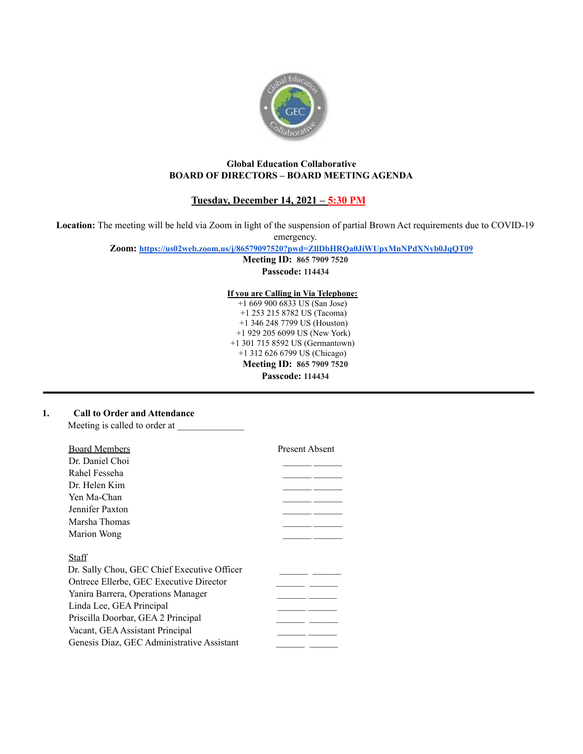**Global Education Collaborative**
**BOARD OF DIRECTORS – BOARD MEETING AGENDA**

**Tuesday, December 14, 2021 – 5:30 PM**

**Location:** The meeting will be held via Zoom in light of the suspension of partial Brown Act requirements due to COVID-19 emergency.

**Zoom:** https://us02web.zoom.us/j/86579097520?pwd=ZllDbHRQa0JiWUpxMnNPdXNyb0JqQT09

**Meeting ID:** 865 7909 7520

**Passcode:** 114434

**If you are Calling in Via Telephone:**

+1 669 900 6833 US (San Jose)
+1 253 215 8782 US (Tacoma)
+1 346 248 7799 US (Houston)
+1 929 205 6099 US (New York)
+1 301 715 8592 US (Germantown)
+1 312 626 6799 US (Chicago)

**Meeting ID:** 865 7909 7520

**Passcode:** 114434

---

**1. Call to Order and Attendance**

Meeting is called to order at ______________

| Board Members | Present | Absent |
|---|---|---|
| Dr. Daniel Choi | ______ | ______ |
| Rahel Fesseha | ______ | ______ |
| Dr. Helen Kim | ______ | ______ |
| Yen Ma-Chan | ______ | ______ |
| Jennifer Paxton | ______ | ______ |
| Marsha Thomas | ______ | ______ |
| Marion Wong | ______ | ______ |

| Staff | | |
|---|---|---|
| Dr. Sally Chou, GEC Chief Executive Officer | ______ | ______ |
| Ontrece Ellerbe, GEC Executive Director | ______ | ______ |
| Yanira Barrera, Operations Manager | ______ | ______ |
| Linda Lee, GEA Principal | ______ | ______ |
| Priscilla Doorbar, GEA 2 Principal | ______ | ______ |
| Vacant, GEA Assistant Principal | ______ | ______ |
| Genesis Diaz, GEC Administrative Assistant | ______ | ______ |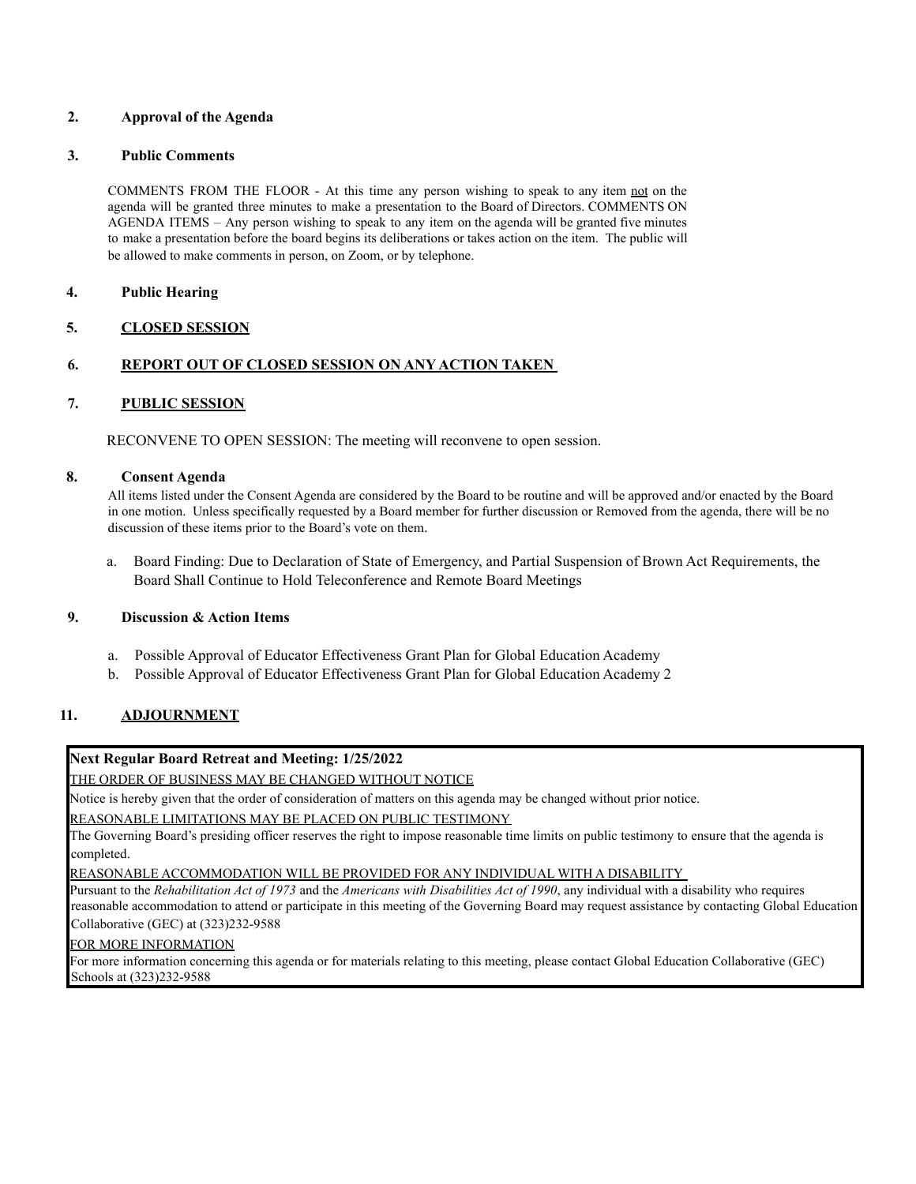**2. Approval of the Agenda**

**3. Public Comments**

COMMENTS FROM THE FLOOR - At this time any person wishing to speak to any item not on the agenda will be granted three minutes to make a presentation to the Board of Directors. COMMENTS ON AGENDA ITEMS – Any person wishing to speak to any item on the agenda will be granted five minutes to make a presentation before the board begins its deliberations or takes action on the item. The public will be allowed to make comments in person, on Zoom, or by telephone.

**4. Public Hearing**

**5. CLOSED SESSION**

**6. REPORT OUT OF CLOSED SESSION ON ANY ACTION TAKEN**

**7. PUBLIC SESSION**

RECONVENE TO OPEN SESSION: The meeting will reconvene to open session.

**8. Consent Agenda**

All items listed under the Consent Agenda are considered by the Board to be routine and will be approved and/or enacted by the Board in one motion. Unless specifically requested by a Board member for further discussion or Removed from the agenda, there will be no discussion of these items prior to the Board's vote on them.

a. Board Finding: Due to Declaration of State of Emergency, and Partial Suspension of Brown Act Requirements, the Board Shall Continue to Hold Teleconference and Remote Board Meetings

**9. Discussion & Action Items**

a. Possible Approval of Educator Effectiveness Grant Plan for Global Education Academy
b. Possible Approval of Educator Effectiveness Grant Plan for Global Education Academy 2

**11. ADJOURNMENT**

**Next Regular Board Retreat and Meeting: 1/25/2022**

THE ORDER OF BUSINESS MAY BE CHANGED WITHOUT NOTICE

Notice is hereby given that the order of consideration of matters on this agenda may be changed without prior notice.

REASONABLE LIMITATIONS MAY BE PLACED ON PUBLIC TESTIMONY

The Governing Board's presiding officer reserves the right to impose reasonable time limits on public testimony to ensure that the agenda is completed.

REASONABLE ACCOMMODATION WILL BE PROVIDED FOR ANY INDIVIDUAL WITH A DISABILITY

Pursuant to the *Rehabilitation Act of 1973* and the *Americans with Disabilities Act of 1990*, any individual with a disability who requires reasonable accommodation to attend or participate in this meeting of the Governing Board may request assistance by contacting Global Education Collaborative (GEC) at (323)232-9588

FOR MORE INFORMATION

For more information concerning this agenda or for materials relating to this meeting, please contact Global Education Collaborative (GEC) Schools at (323)232-9588